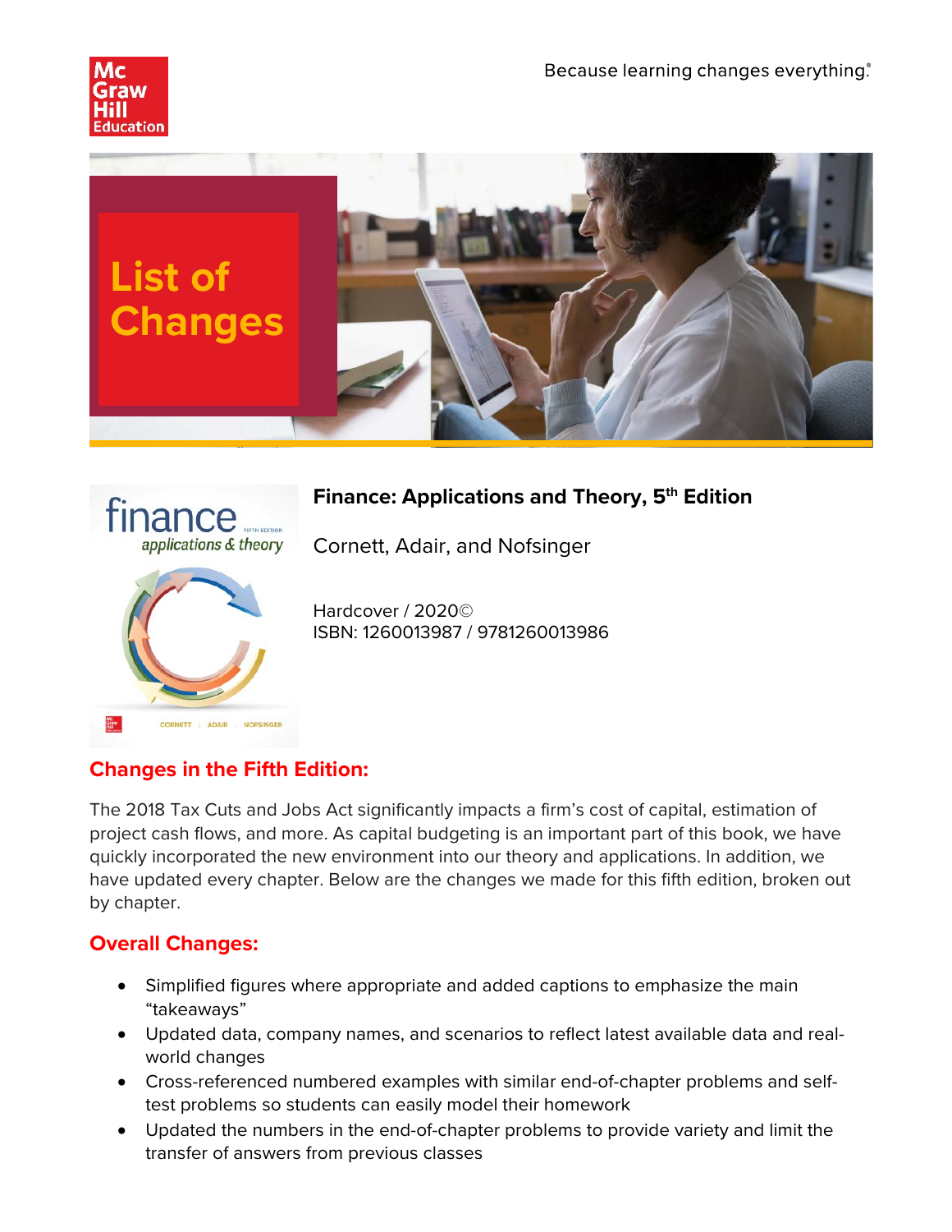Because learning changes everything.®

# List of Changes

## Finance: Applications and Theory, 5th Edition

Cornett, Adair, and Nofsinger

Hardcover / 2020©
ISBN: 1260013987 / 9781260013986

## Changes in the Fifth Edition:

The 2018 Tax Cuts and Jobs Act significantly impacts a firm's cost of capital, estimation of project cash flows, and more. As capital budgeting is an important part of this book, we have quickly incorporated the new environment into our theory and applications. In addition, we have updated every chapter. Below are the changes we made for this fifth edition, broken out by chapter.

## Overall Changes:

- Simplified figures where appropriate and added captions to emphasize the main "takeaways"
- Updated data, company names, and scenarios to reflect latest available data and real-world changes
- Cross-referenced numbered examples with similar end-of-chapter problems and self-test problems so students can easily model their homework
- Updated the numbers in the end-of-chapter problems to provide variety and limit the transfer of answers from previous classes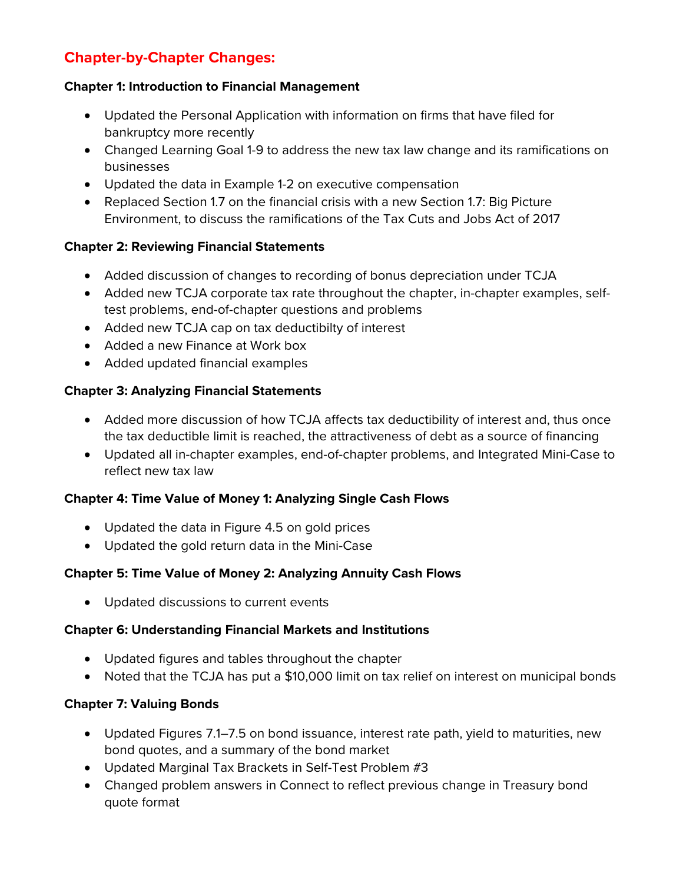## Chapter-by-Chapter Changes:

### Chapter 1: Introduction to Financial Management

- Updated the Personal Application with information on firms that have filed for bankruptcy more recently
- Changed Learning Goal 1-9 to address the new tax law change and its ramifications on businesses
- Updated the data in Example 1-2 on executive compensation
- Replaced Section 1.7 on the financial crisis with a new Section 1.7: Big Picture Environment, to discuss the ramifications of the Tax Cuts and Jobs Act of 2017

### Chapter 2: Reviewing Financial Statements

- Added discussion of changes to recording of bonus depreciation under TCJA
- Added new TCJA corporate tax rate throughout the chapter, in-chapter examples, self-test problems, end-of-chapter questions and problems
- Added new TCJA cap on tax deductibilty of interest
- Added a new Finance at Work box
- Added updated financial examples

### Chapter 3: Analyzing Financial Statements

- Added more discussion of how TCJA affects tax deductibility of interest and, thus once the tax deductible limit is reached, the attractiveness of debt as a source of financing
- Updated all in-chapter examples, end-of-chapter problems, and Integrated Mini-Case to reflect new tax law

### Chapter 4: Time Value of Money 1: Analyzing Single Cash Flows

- Updated the data in Figure 4.5 on gold prices
- Updated the gold return data in the Mini-Case

### Chapter 5: Time Value of Money 2: Analyzing Annuity Cash Flows

- Updated discussions to current events

### Chapter 6: Understanding Financial Markets and Institutions

- Updated figures and tables throughout the chapter
- Noted that the TCJA has put a $10,000 limit on tax relief on interest on municipal bonds

### Chapter 7: Valuing Bonds

- Updated Figures 7.1–7.5 on bond issuance, interest rate path, yield to maturities, new bond quotes, and a summary of the bond market
- Updated Marginal Tax Brackets in Self-Test Problem #3
- Changed problem answers in Connect to reflect previous change in Treasury bond quote format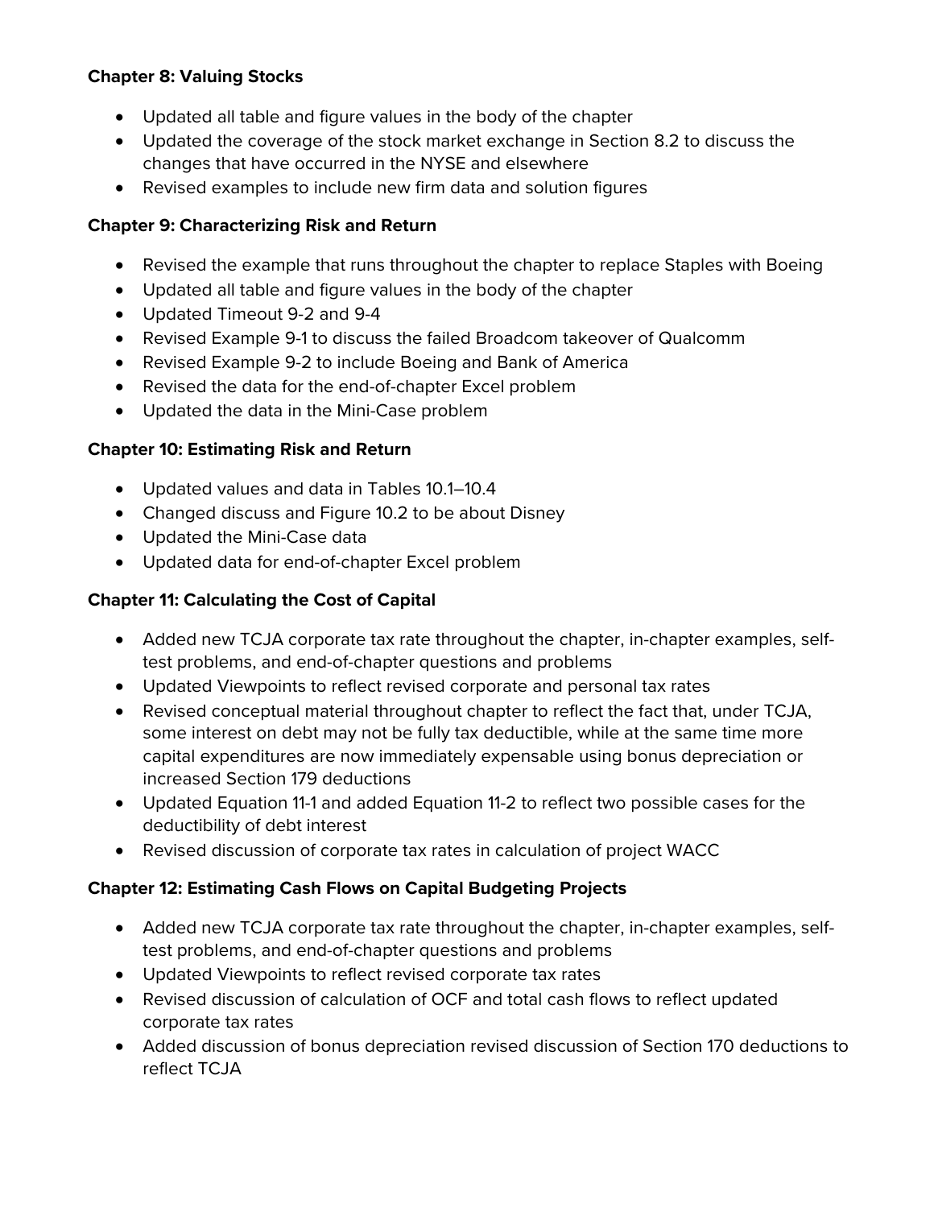**Chapter 8: Valuing Stocks**

- Updated all table and figure values in the body of the chapter
- Updated the coverage of the stock market exchange in Section 8.2 to discuss the changes that have occurred in the NYSE and elsewhere
- Revised examples to include new firm data and solution figures

**Chapter 9: Characterizing Risk and Return**

- Revised the example that runs throughout the chapter to replace Staples with Boeing
- Updated all table and figure values in the body of the chapter
- Updated Timeout 9-2 and 9-4
- Revised Example 9-1 to discuss the failed Broadcom takeover of Qualcomm
- Revised Example 9-2 to include Boeing and Bank of America
- Revised the data for the end-of-chapter Excel problem
- Updated the data in the Mini-Case problem

**Chapter 10: Estimating Risk and Return**

- Updated values and data in Tables 10.1–10.4
- Changed discuss and Figure 10.2 to be about Disney
- Updated the Mini-Case data
- Updated data for end-of-chapter Excel problem

**Chapter 11: Calculating the Cost of Capital**

- Added new TCJA corporate tax rate throughout the chapter, in-chapter examples, self-test problems, and end-of-chapter questions and problems
- Updated Viewpoints to reflect revised corporate and personal tax rates
- Revised conceptual material throughout chapter to reflect the fact that, under TCJA, some interest on debt may not be fully tax deductible, while at the same time more capital expenditures are now immediately expensable using bonus depreciation or increased Section 179 deductions
- Updated Equation 11-1 and added Equation 11-2 to reflect two possible cases for the deductibility of debt interest
- Revised discussion of corporate tax rates in calculation of project WACC

**Chapter 12: Estimating Cash Flows on Capital Budgeting Projects**

- Added new TCJA corporate tax rate throughout the chapter, in-chapter examples, self-test problems, and end-of-chapter questions and problems
- Updated Viewpoints to reflect revised corporate tax rates
- Revised discussion of calculation of OCF and total cash flows to reflect updated corporate tax rates
- Added discussion of bonus depreciation revised discussion of Section 170 deductions to reflect TCJA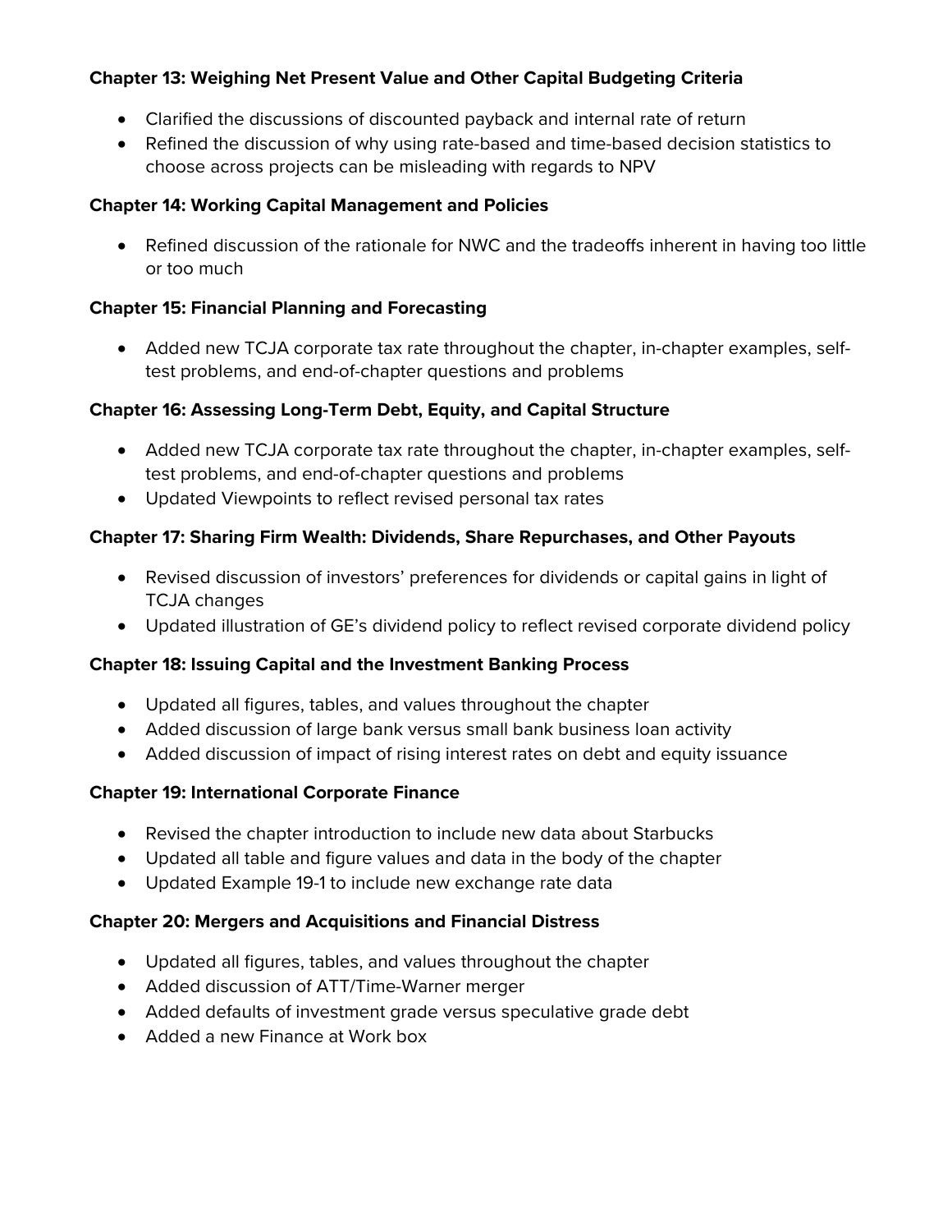**Chapter 13: Weighing Net Present Value and Other Capital Budgeting Criteria**

- Clarified the discussions of discounted payback and internal rate of return
- Refined the discussion of why using rate-based and time-based decision statistics to choose across projects can be misleading with regards to NPV

**Chapter 14: Working Capital Management and Policies**

- Refined discussion of the rationale for NWC and the tradeoffs inherent in having too little or too much

**Chapter 15: Financial Planning and Forecasting**

- Added new TCJA corporate tax rate throughout the chapter, in-chapter examples, self-test problems, and end-of-chapter questions and problems

**Chapter 16: Assessing Long-Term Debt, Equity, and Capital Structure**

- Added new TCJA corporate tax rate throughout the chapter, in-chapter examples, self-test problems, and end-of-chapter questions and problems
- Updated Viewpoints to reflect revised personal tax rates

**Chapter 17: Sharing Firm Wealth: Dividends, Share Repurchases, and Other Payouts**

- Revised discussion of investors' preferences for dividends or capital gains in light of TCJA changes
- Updated illustration of GE's dividend policy to reflect revised corporate dividend policy

**Chapter 18: Issuing Capital and the Investment Banking Process**

- Updated all figures, tables, and values throughout the chapter
- Added discussion of large bank versus small bank business loan activity
- Added discussion of impact of rising interest rates on debt and equity issuance

**Chapter 19: International Corporate Finance**

- Revised the chapter introduction to include new data about Starbucks
- Updated all table and figure values and data in the body of the chapter
- Updated Example 19-1 to include new exchange rate data

**Chapter 20: Mergers and Acquisitions and Financial Distress**

- Updated all figures, tables, and values throughout the chapter
- Added discussion of ATT/Time-Warner merger
- Added defaults of investment grade versus speculative grade debt
- Added a new Finance at Work box